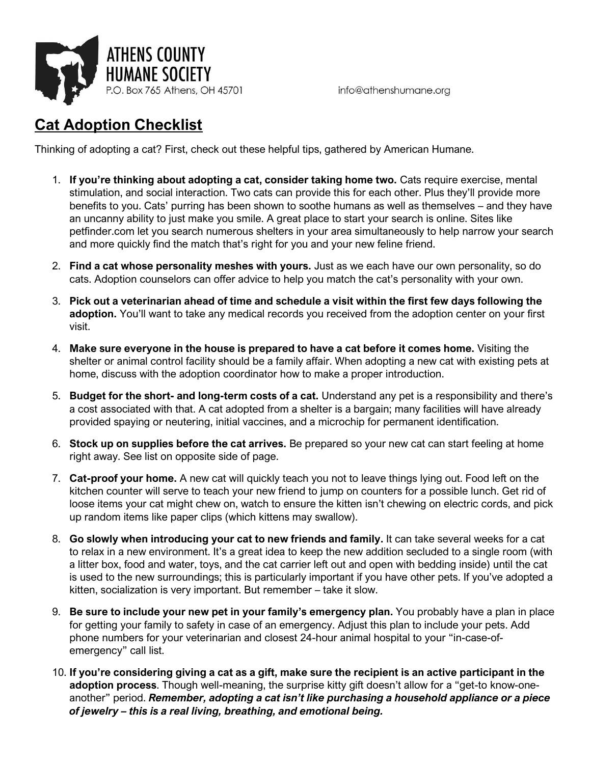**ATHENS COUNTY HUMANE SOCIETY**
P.O. Box 765 Athens, OH 45701

info@athenshumane.org

# Cat Adoption Checklist

Thinking of adopting a cat? First, check out these helpful tips, gathered by American Humane.

1. **If you're thinking about adopting a cat, consider taking home two.** Cats require exercise, mental stimulation, and social interaction. Two cats can provide this for each other. Plus they'll provide more benefits to you. Cats' purring has been shown to soothe humans as well as themselves – and they have an uncanny ability to just make you smile. A great place to start your search is online. Sites like petfinder.com let you search numerous shelters in your area simultaneously to help narrow your search and more quickly find the match that's right for you and your new feline friend.

2. **Find a cat whose personality meshes with yours.** Just as we each have our own personality, so do cats. Adoption counselors can offer advice to help you match the cat's personality with your own.

3. **Pick out a veterinarian ahead of time and schedule a visit within the first few days following the adoption.** You'll want to take any medical records you received from the adoption center on your first visit.

4. **Make sure everyone in the house is prepared to have a cat before it comes home.** Visiting the shelter or animal control facility should be a family affair. When adopting a new cat with existing pets at home, discuss with the adoption coordinator how to make a proper introduction.

5. **Budget for the short- and long-term costs of a cat.** Understand any pet is a responsibility and there's a cost associated with that. A cat adopted from a shelter is a bargain; many facilities will have already provided spaying or neutering, initial vaccines, and a microchip for permanent identification.

6. **Stock up on supplies before the cat arrives.** Be prepared so your new cat can start feeling at home right away. See list on opposite side of page.

7. **Cat-proof your home.** A new cat will quickly teach you not to leave things lying out. Food left on the kitchen counter will serve to teach your new friend to jump on counters for a possible lunch. Get rid of loose items your cat might chew on, watch to ensure the kitten isn't chewing on electric cords, and pick up random items like paper clips (which kittens may swallow).

8. **Go slowly when introducing your cat to new friends and family.** It can take several weeks for a cat to relax in a new environment. It's a great idea to keep the new addition secluded to a single room (with a litter box, food and water, toys, and the cat carrier left out and open with bedding inside) until the cat is used to the new surroundings; this is particularly important if you have other pets. If you've adopted a kitten, socialization is very important. But remember – take it slow.

9. **Be sure to include your new pet in your family's emergency plan.** You probably have a plan in place for getting your family to safety in case of an emergency. Adjust this plan to include your pets. Add phone numbers for your veterinarian and closest 24-hour animal hospital to your "in-case-of-emergency" call list.

10. **If you're considering giving a cat as a gift, make sure the recipient is an active participant in the adoption process**. Though well-meaning, the surprise kitty gift doesn't allow for a "get-to know-one-another" period. ***Remember, adopting a cat isn't like purchasing a household appliance or a piece of jewelry – this is a real living, breathing, and emotional being.***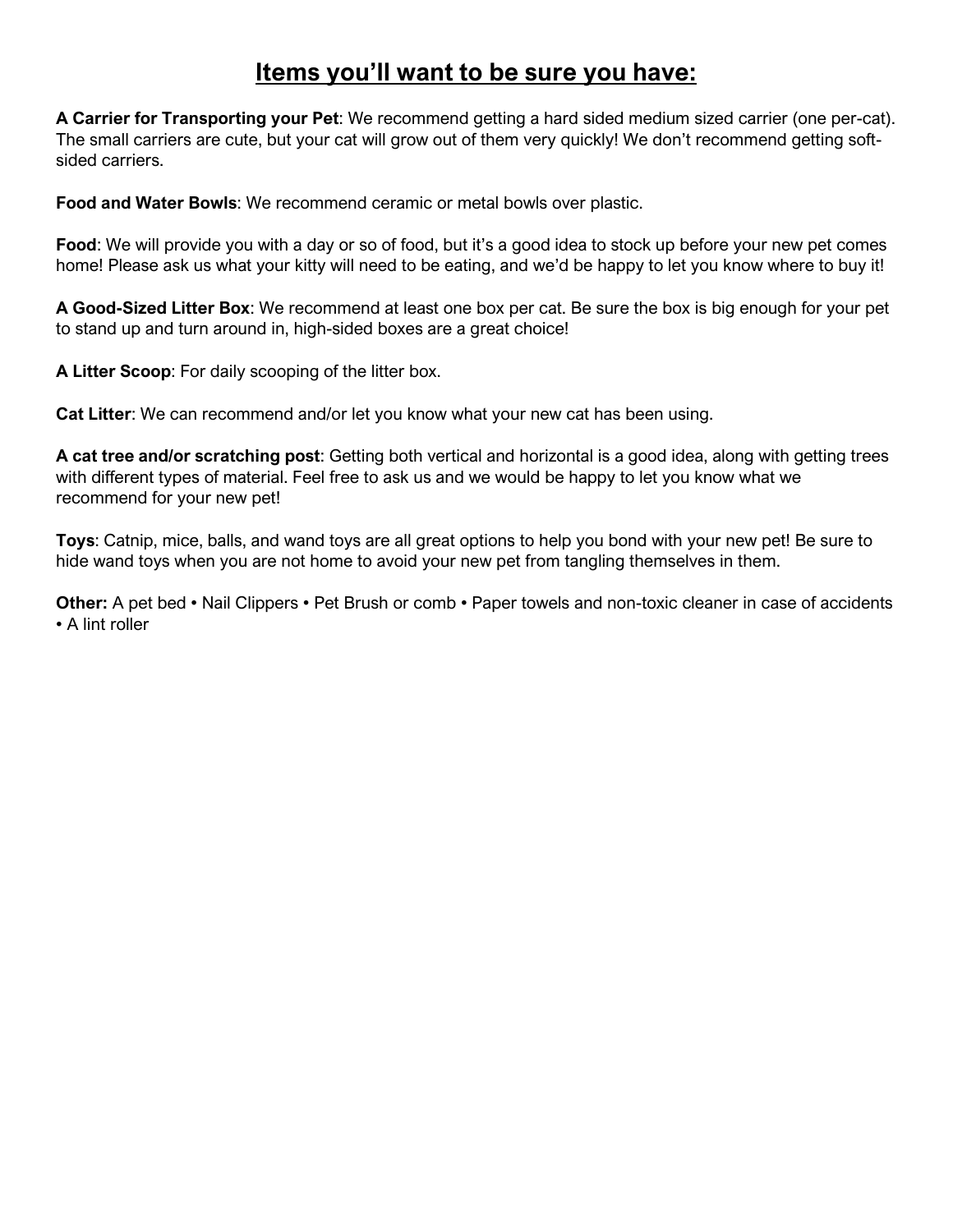## Items you'll want to be sure you have:

**A Carrier for Transporting your Pet**: We recommend getting a hard sided medium sized carrier (one per-cat). The small carriers are cute, but your cat will grow out of them very quickly! We don't recommend getting soft-sided carriers.

**Food and Water Bowls**: We recommend ceramic or metal bowls over plastic.

**Food**: We will provide you with a day or so of food, but it's a good idea to stock up before your new pet comes home! Please ask us what your kitty will need to be eating, and we'd be happy to let you know where to buy it!

**A Good-Sized Litter Box**: We recommend at least one box per cat. Be sure the box is big enough for your pet to stand up and turn around in, high-sided boxes are a great choice!

**A Litter Scoop**: For daily scooping of the litter box.

**Cat Litter**: We can recommend and/or let you know what your new cat has been using.

**A cat tree and/or scratching post**: Getting both vertical and horizontal is a good idea, along with getting trees with different types of material. Feel free to ask us and we would be happy to let you know what we recommend for your new pet!

**Toys**: Catnip, mice, balls, and wand toys are all great options to help you bond with your new pet! Be sure to hide wand toys when you are not home to avoid your new pet from tangling themselves in them.

**Other:** A pet bed • Nail Clippers • Pet Brush or comb • Paper towels and non-toxic cleaner in case of accidents • A lint roller